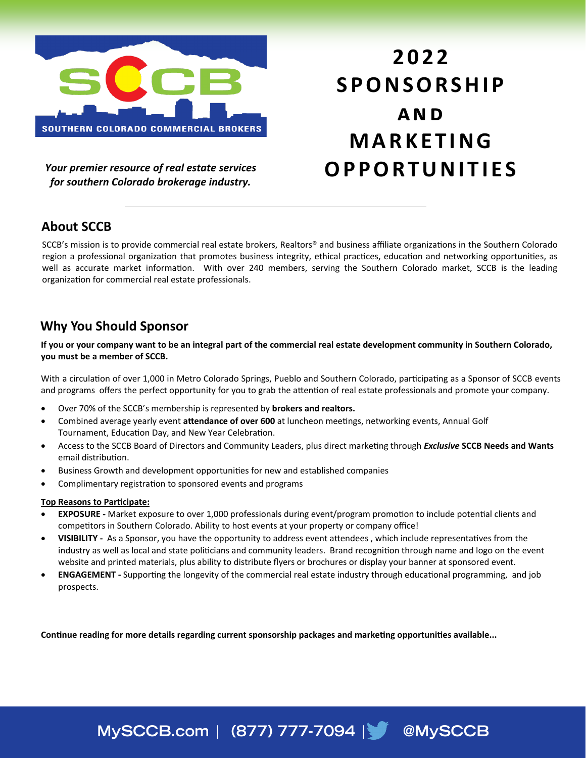SOUTHERN COLORADO COMMERCIAL BROKERS

*Your premier resource of real estate services for southern Colorado brokerage industry.*

# 2022 SPONSORSHIP AND MARKETING OPPORTUNITIES

---

## About SCCB

SCCB's mission is to provide commercial real estate brokers, Realtors® and business affiliate organizations in the Southern Colorado region a professional organization that promotes business integrity, ethical practices, education and networking opportunities, as well as accurate market information. With over 240 members, serving the Southern Colorado market, SCCB is the leading organization for commercial real estate professionals.

## Why You Should Sponsor

**If you or your company want to be an integral part of the commercial real estate development community in Southern Colorado, you must be a member of SCCB.**

With a circulation of over 1,000 in Metro Colorado Springs, Pueblo and Southern Colorado, participating as a Sponsor of SCCB events and programs offers the perfect opportunity for you to grab the attention of real estate professionals and promote your company.

- Over 70% of the SCCB's membership is represented by **brokers and realtors.**
- Combined average yearly event **attendance of over 600** at luncheon meetings, networking events, Annual Golf Tournament, Education Day, and New Year Celebration.
- Access to the SCCB Board of Directors and Community Leaders, plus direct marketing through ***Exclusive* SCCB Needs and Wants** email distribution.
- Business Growth and development opportunities for new and established companies
- Complimentary registration to sponsored events and programs

**Top Reasons to Participate:**

- **EXPOSURE -** Market exposure to over 1,000 professionals during event/program promotion to include potential clients and competitors in Southern Colorado. Ability to host events at your property or company office!
- **VISIBILITY -** As a Sponsor, you have the opportunity to address event attendees , which include representatives from the industry as well as local and state politicians and community leaders. Brand recognition through name and logo on the event website and printed materials, plus ability to distribute flyers or brochures or display your banner at sponsored event.
- **ENGAGEMENT -** Supporting the longevity of the commercial real estate industry through educational programming, and job prospects.

**Continue reading for more details regarding current sponsorship packages and marketing opportunities available...**

MySCCB.com | (877) 777-7094 | @MySCCB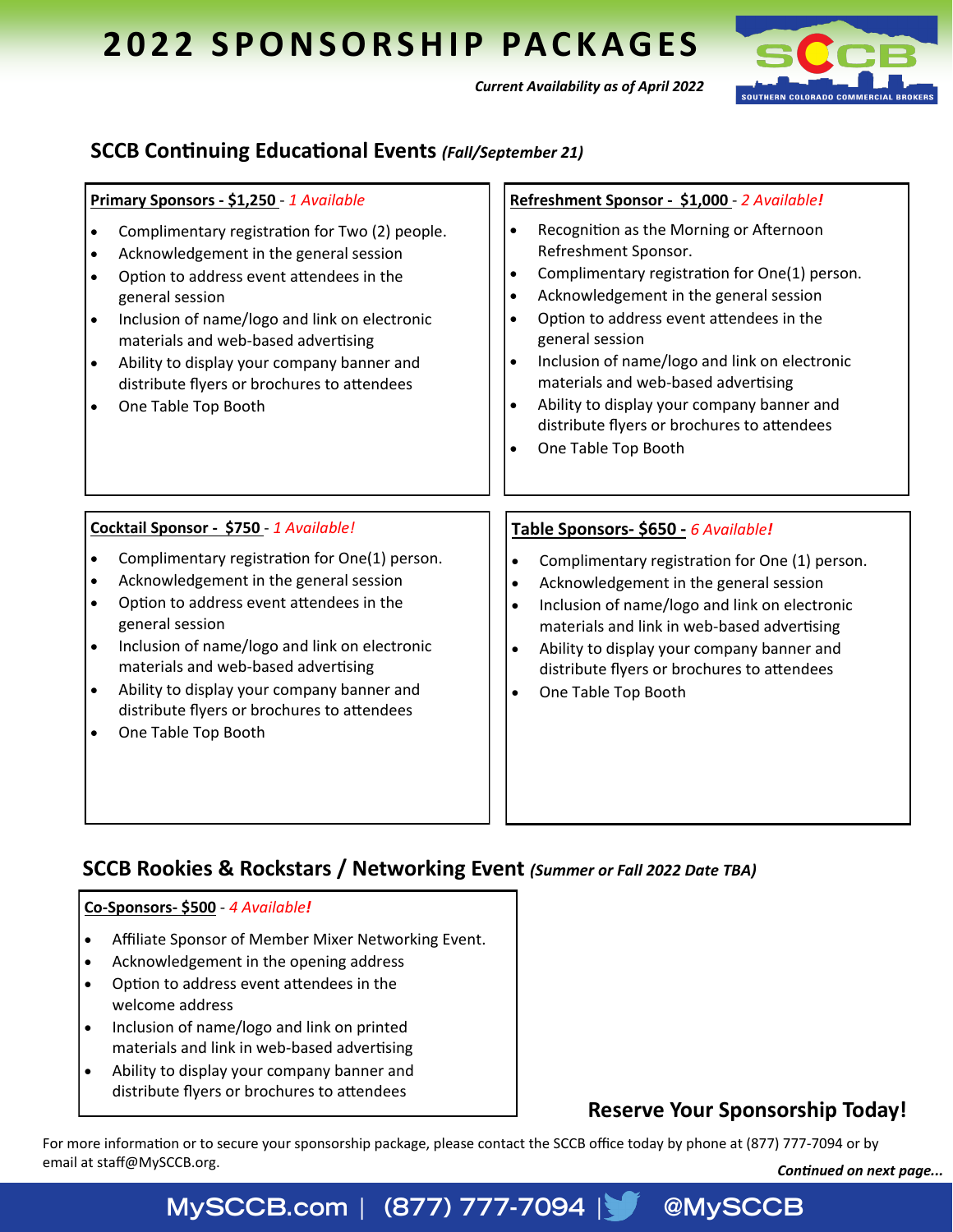# 2022 SPONSORSHIP PACKAGES

*Current Availability as of April 2022*

## SCCB Continuing Educational Events *(Fall/September 21)*

**Primary Sponsors - $1,250** - *1 Available*

- Complimentary registration for Two (2) people.
- Acknowledgement in the general session
- Option to address event attendees in the general session
- Inclusion of name/logo and link on electronic materials and web-based advertising
- Ability to display your company banner and distribute flyers or brochures to attendees
- One Table Top Booth

**Refreshment Sponsor - $1,000** - *2 Available!*

- Recognition as the Morning or Afternoon Refreshment Sponsor.
- Complimentary registration for One(1) person.
- Acknowledgement in the general session
- Option to address event attendees in the general session
- Inclusion of name/logo and link on electronic materials and web-based advertising
- Ability to display your company banner and distribute flyers or brochures to attendees
- One Table Top Booth

**Cocktail Sponsor - $750** - *1 Available!*

- Complimentary registration for One(1) person.
- Acknowledgement in the general session
- Option to address event attendees in the general session
- Inclusion of name/logo and link on electronic materials and web-based advertising
- Ability to display your company banner and distribute flyers or brochures to attendees
- One Table Top Booth

**Table Sponsors- $650 -** *6 Available!*

- Complimentary registration for One (1) person.
- Acknowledgement in the general session
- Inclusion of name/logo and link on electronic materials and link in web-based advertising
- Ability to display your company banner and distribute flyers or brochures to attendees
- One Table Top Booth

## SCCB Rookies & Rockstars / Networking Event *(Summer or Fall 2022 Date TBA)*

**Co-Sponsors- $500** - *4 Available!*

- Affiliate Sponsor of Member Mixer Networking Event.
- Acknowledgement in the opening address
- Option to address event attendees in the welcome address
- Inclusion of name/logo and link on printed materials and link in web-based advertising
- Ability to display your company banner and distribute flyers or brochures to attendees

**Reserve Your Sponsorship Today!**

For more information or to secure your sponsorship package, please contact the SCCB office today by phone at (877) 777-7094 or by email at staff@MySCCB.org.

*Continued on next page...*

MySCCB.com | (877) 777-7094 | @MySCCB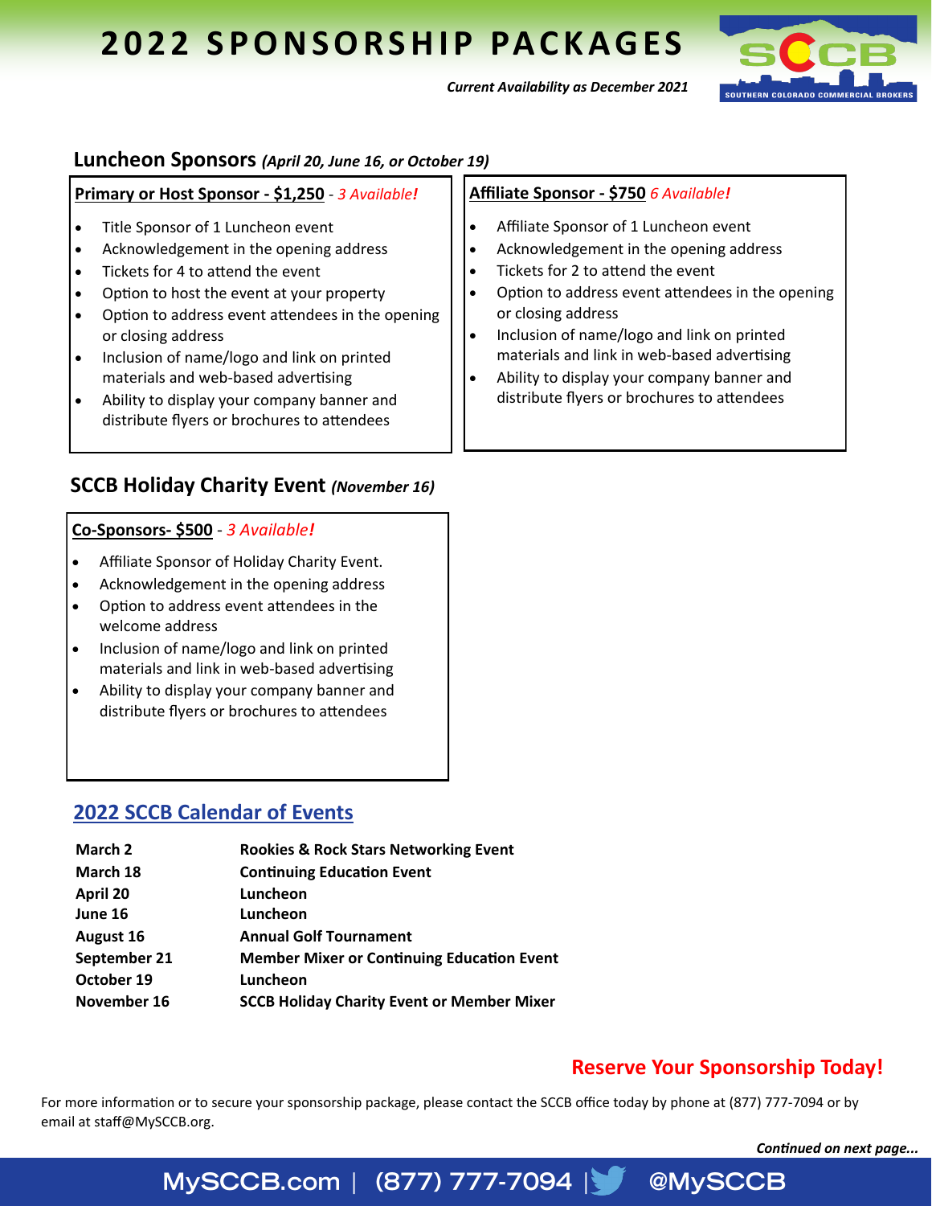# 2022 SPONSORSHIP PACKAGES

***Current Availability as December 2021***

## Luncheon Sponsors *(April 20, June 16, or October 19)*

**Primary or Host Sponsor - $1,250** - *3 Available!*

- Title Sponsor of 1 Luncheon event
- Acknowledgement in the opening address
- Tickets for 4 to attend the event
- Option to host the event at your property
- Option to address event attendees in the opening or closing address
- Inclusion of name/logo and link on printed materials and web-based advertising
- Ability to display your company banner and distribute flyers or brochures to attendees

**Affiliate Sponsor - $750** *6 Available!*

- Affiliate Sponsor of 1 Luncheon event
- Acknowledgement in the opening address
- Tickets for 2 to attend the event
- Option to address event attendees in the opening or closing address
- Inclusion of name/logo and link on printed materials and link in web-based advertising
- Ability to display your company banner and distribute flyers or brochures to attendees

## SCCB Holiday Charity Event *(November 16)*

**Co-Sponsors- $500** - *3 Available!*

- Affiliate Sponsor of Holiday Charity Event.
- Acknowledgement in the opening address
- Option to address event attendees in the welcome address
- Inclusion of name/logo and link on printed materials and link in web-based advertising
- Ability to display your company banner and distribute flyers or brochures to attendees

## 2022 SCCB Calendar of Events

| | |
|---|---|
| **March 2** | **Rookies & Rock Stars Networking Event** |
| **March 18** | **Continuing Education Event** |
| **April 20** | **Luncheon** |
| **June 16** | **Luncheon** |
| **August 16** | **Annual Golf Tournament** |
| **September 21** | **Member Mixer or Continuing Education Event** |
| **October 19** | **Luncheon** |
| **November 16** | **SCCB Holiday Charity Event or Member Mixer** |

**Reserve Your Sponsorship Today!**

For more information or to secure your sponsorship package, please contact the SCCB office today by phone at (877) 777-7094 or by email at staff@MySCCB.org.

***Continued on next page...***

MySCCB.com | (877) 777-7094 | @MySCCB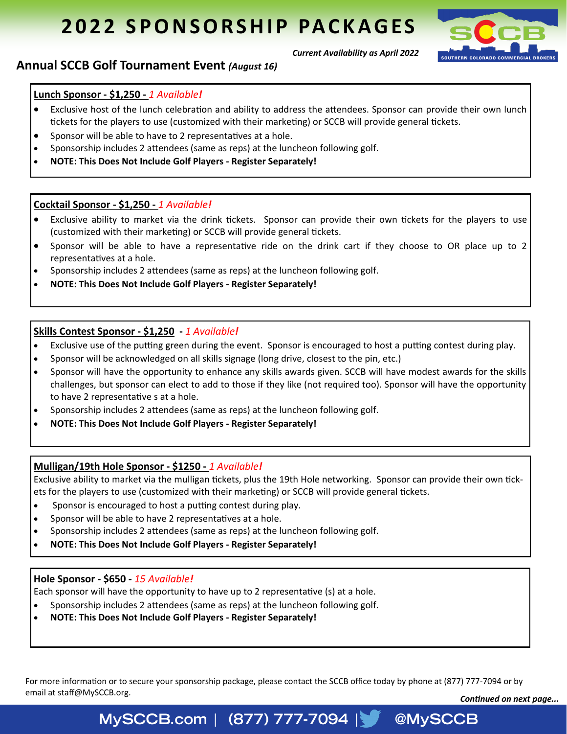# 2022 SPONSORSHIP PACKAGES

***Current Availability as April 2022***

## Annual SCCB Golf Tournament Event *(August 16)*

**Lunch Sponsor - $1,250 -** *1 Available!*

- Exclusive host of the lunch celebration and ability to address the attendees. Sponsor can provide their own lunch tickets for the players to use (customized with their marketing) or SCCB will provide general tickets.
- Sponsor will be able to have to 2 representatives at a hole.
- Sponsorship includes 2 attendees (same as reps) at the luncheon following golf.
- **NOTE: This Does Not Include Golf Players - Register Separately!**

**Cocktail Sponsor - $1,250 -** *1 Available!*

- Exclusive ability to market via the drink tickets. Sponsor can provide their own tickets for the players to use (customized with their marketing) or SCCB will provide general tickets.
- Sponsor will be able to have a representative ride on the drink cart if they choose to OR place up to 2 representatives at a hole.
- Sponsorship includes 2 attendees (same as reps) at the luncheon following golf.
- **NOTE: This Does Not Include Golf Players - Register Separately!**

**Skills Contest Sponsor - $1,250 -** *1 Available!*

- Exclusive use of the putting green during the event. Sponsor is encouraged to host a putting contest during play.
- Sponsor will be acknowledged on all skills signage (long drive, closest to the pin, etc.)
- Sponsor will have the opportunity to enhance any skills awards given. SCCB will have modest awards for the skills challenges, but sponsor can elect to add to those if they like (not required too). Sponsor will have the opportunity to have 2 representative s at a hole.
- Sponsorship includes 2 attendees (same as reps) at the luncheon following golf.
- **NOTE: This Does Not Include Golf Players - Register Separately!**

**Mulligan/19th Hole Sponsor - $1250 -** *1 Available!*

Exclusive ability to market via the mulligan tickets, plus the 19th Hole networking. Sponsor can provide their own tickets for the players to use (customized with their marketing) or SCCB will provide general tickets.

- Sponsor is encouraged to host a putting contest during play.
- Sponsor will be able to have 2 representatives at a hole.
- Sponsorship includes 2 attendees (same as reps) at the luncheon following golf.
- **NOTE: This Does Not Include Golf Players - Register Separately!**

**Hole Sponsor - $650 -** *15 Available!*

Each sponsor will have the opportunity to have up to 2 representative (s) at a hole.

- Sponsorship includes 2 attendees (same as reps) at the luncheon following golf.
- **NOTE: This Does Not Include Golf Players - Register Separately!**

For more information or to secure your sponsorship package, please contact the SCCB office today by phone at (877) 777-7094 or by email at staff@MySCCB.org.

***Continued on next page...***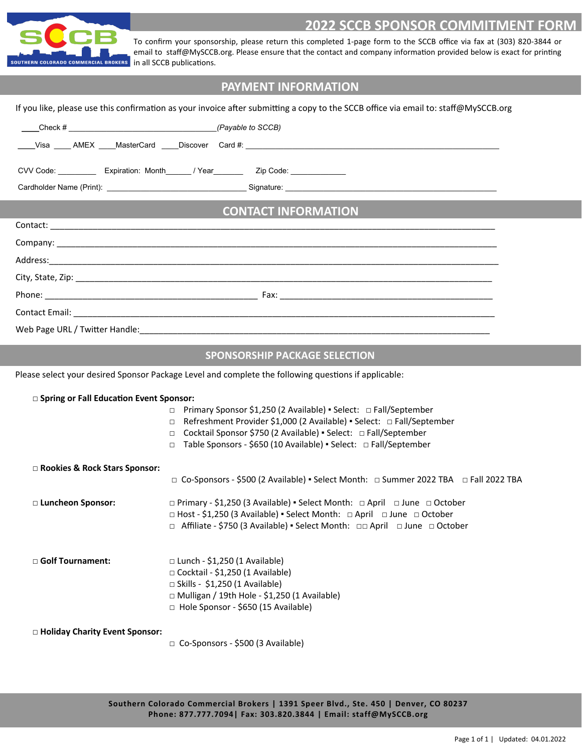# 2022 SCCB SPONSOR COMMITMENT FORM

To confirm your sponsorship, please return this completed 1-page form to the SCCB office via fax at (303) 820-3844 or email to staff@MySCCB.org. Please ensure that the contact and company information provided below is exact for printing in all SCCB publications.

## PAYMENT INFORMATION

If you like, please use this confirmation as your invoice after submitting a copy to the SCCB office via email to: staff@MySCCB.org

____Check # ________________________________ *(Payable to SCCB)*

____Visa ____ AMEX ____MasterCard ____Discover Card #: ____________________________________________

CVV Code: _________ Expiration: Month______ / Year_______ Zip Code: _____________

Cardholder Name (Print): ________________________________ Signature: ________________________________

## CONTACT INFORMATION

Contact: ________________________________________________

Company: ________________________________________________

Address: ________________________________________________

City, State, Zip: ________________________________________________

Phone: ______________________________ Fax: ______________________________

Contact Email: ________________________________________________

Web Page URL / Twitter Handle: ________________________________________________

## SPONSORSHIP PACKAGE SELECTION

Please select your desired Sponsor Package Level and complete the following questions if applicable:

□ **Spring or Fall Education Event Sponsor:**
- □ Primary Sponsor $1,250 (2 Available) ▪ Select: □ Fall/September
- □ Refreshment Provider $1,000 (2 Available) ▪ Select: □ Fall/September
- □ Cocktail Sponsor $750 (2 Available) ▪ Select: □ Fall/September
- □ Table Sponsors - $650 (10 Available) ▪ Select: □ Fall/September

□ **Rookies & Rock Stars Sponsor:**
- □ Co-Sponsors - $500 (2 Available) ▪ Select Month: □ Summer 2022 TBA □ Fall 2022 TBA

□ **Luncheon Sponsor:**
- □ Primary - $1,250 (3 Available) ▪ Select Month: □ April □ June □ October
- □ Host - $1,250 (3 Available) ▪ Select Month: □ April □ June □ October
- □ Affiliate - $750 (3 Available) ▪ Select Month: □□ April □ June □ October

□ **Golf Tournament:**
- □ Lunch - $1,250 (1 Available)
- □ Cocktail - $1,250 (1 Available)
- □ Skills - $1,250 (1 Available)
- □ Mulligan / 19th Hole - $1,250 (1 Available)
- □ Hole Sponsor - $650 (15 Available)

□ **Holiday Charity Event Sponsor:**
- □ Co-Sponsors - $500 (3 Available)

**Southern Colorado Commercial Brokers | 1391 Speer Blvd., Ste. 450 | Denver, CO 80237**
**Phone: 877.777.7094| Fax: 303.820.3844 | Email: staff@MySCCB.org**

Updated: 04.01.2022